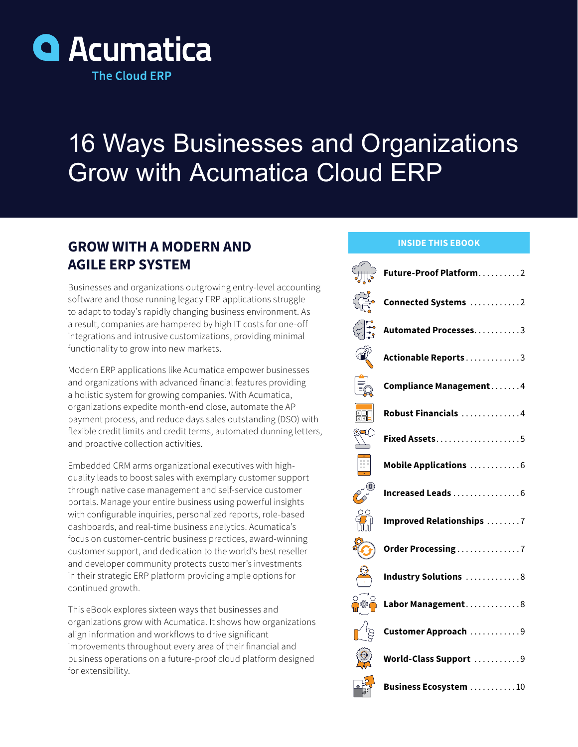# Acumatica

The Cloud ERP

# 16 Ways Businesses and Organizations Grow with Acumatica Cloud ERP

## GROW WITH A MODERN AND AGILE ERP SYSTEM

Businesses and organizations outgrowing entry-level accounting software and those running legacy ERP applications struggle to adapt to today's rapidly changing business environment. As a result, companies are hampered by high IT costs for one-off integrations and intrusive customizations, providing minimal functionality to grow into new markets.

Modern ERP applications like Acumatica empower businesses and organizations with advanced financial features providing a holistic system for growing companies. With Acumatica, organizations expedite month-end close, automate the AP payment process, and reduce days sales outstanding (DSO) with flexible credit limits and credit terms, automated dunning letters, and proactive collection activities.

Embedded CRM arms organizational executives with high-quality leads to boost sales with exemplary customer support through native case management and self-service customer portals. Manage your entire business using powerful insights with configurable inquiries, personalized reports, role-based dashboards, and real-time business analytics. Acumatica's focus on customer-centric business practices, award-winning customer support, and dedication to the world's best reseller and developer community protects customer's investments in their strategic ERP platform providing ample options for continued growth.

This eBook explores sixteen ways that businesses and organizations grow with Acumatica. It shows how organizations align information and workflows to drive significant improvements throughout every area of their financial and business operations on a future-proof cloud platform designed for extensibility.

### INSIDE THIS EBOOK

- **Future-Proof Platform** .......... 2
- **Connected Systems** .......... 2
- **Automated Processes** .......... 3
- **Actionable Reports** .......... 3
- **Compliance Management** .......... 4
- **Robust Financials** .......... 4
- **Fixed Assets** .......... 5
- **Mobile Applications** .......... 6
- **Increased Leads** .......... 6
- **Improved Relationships** .......... 7
- **Order Processing** .......... 7
- **Industry Solutions** .......... 8
- **Labor Management** .......... 8
- **Customer Approach** .......... 9
- **World-Class Support** .......... 9
- **Business Ecosystem** .......... 10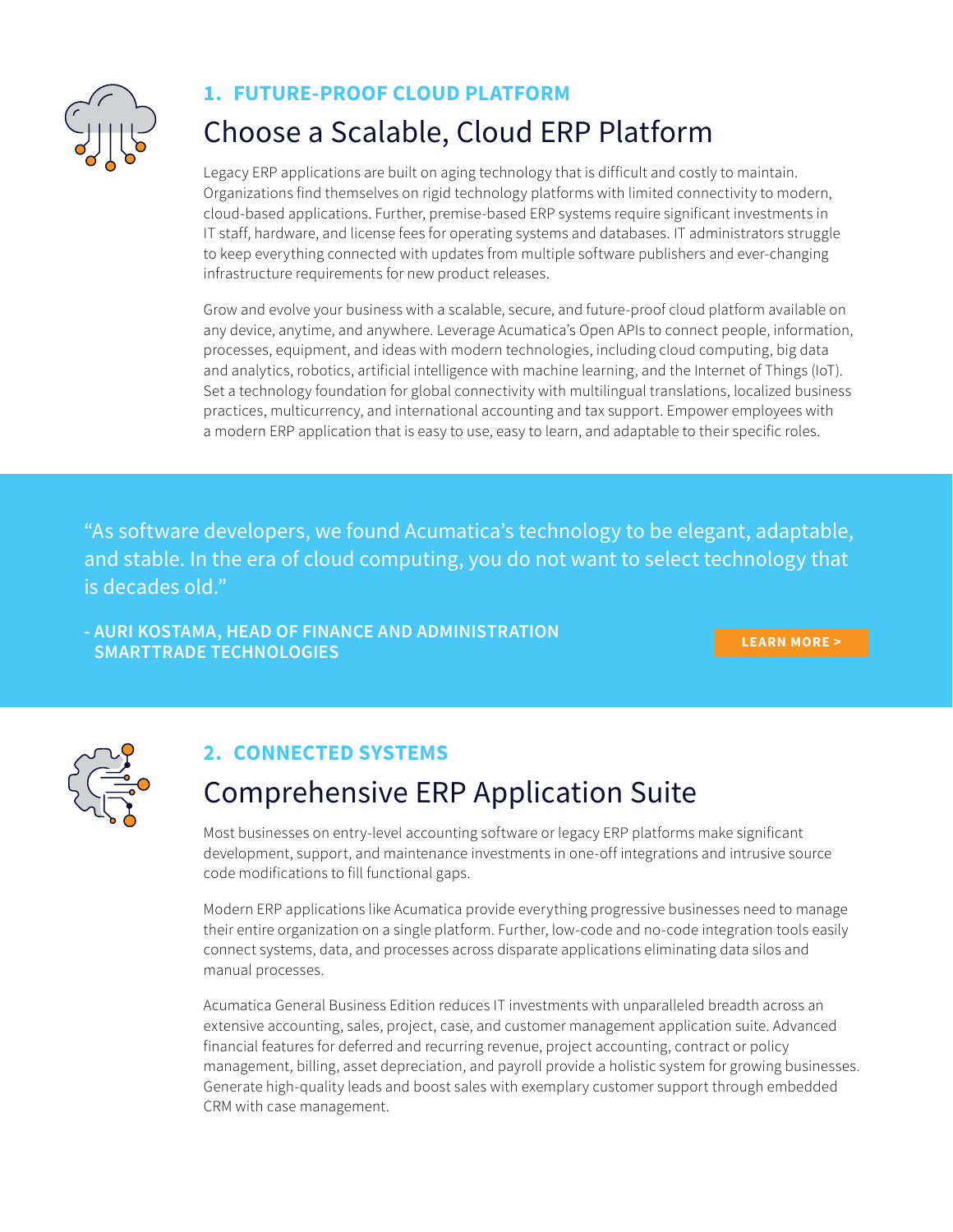### 1. FUTURE-PROOF CLOUD PLATFORM

## Choose a Scalable, Cloud ERP Platform

Legacy ERP applications are built on aging technology that is difficult and costly to maintain. Organizations find themselves on rigid technology platforms with limited connectivity to modern, cloud-based applications. Further, premise-based ERP systems require significant investments in IT staff, hardware, and license fees for operating systems and databases. IT administrators struggle to keep everything connected with updates from multiple software publishers and ever-changing infrastructure requirements for new product releases.

Grow and evolve your business with a scalable, secure, and future-proof cloud platform available on any device, anytime, and anywhere. Leverage Acumatica's Open APIs to connect people, information, processes, equipment, and ideas with modern technologies, including cloud computing, big data and analytics, robotics, artificial intelligence with machine learning, and the Internet of Things (IoT). Set a technology foundation for global connectivity with multilingual translations, localized business practices, multicurrency, and international accounting and tax support. Empower employees with a modern ERP application that is easy to use, easy to learn, and adaptable to their specific roles.

> "As software developers, we found Acumatica's technology to be elegant, adaptable, and stable. In the era of cloud computing, you do not want to select technology that is decades old."
>
> **- AURI KOSTAMA, HEAD OF FINANCE AND ADMINISTRATION SMARTTRADE TECHNOLOGIES**

**LEARN MORE >**

### 2. CONNECTED SYSTEMS

## Comprehensive ERP Application Suite

Most businesses on entry-level accounting software or legacy ERP platforms make significant development, support, and maintenance investments in one-off integrations and intrusive source code modifications to fill functional gaps.

Modern ERP applications like Acumatica provide everything progressive businesses need to manage their entire organization on a single platform. Further, low-code and no-code integration tools easily connect systems, data, and processes across disparate applications eliminating data silos and manual processes.

Acumatica General Business Edition reduces IT investments with unparalleled breadth across an extensive accounting, sales, project, case, and customer management application suite. Advanced financial features for deferred and recurring revenue, project accounting, contract or policy management, billing, asset depreciation, and payroll provide a holistic system for growing businesses. Generate high-quality leads and boost sales with exemplary customer support through embedded CRM with case management.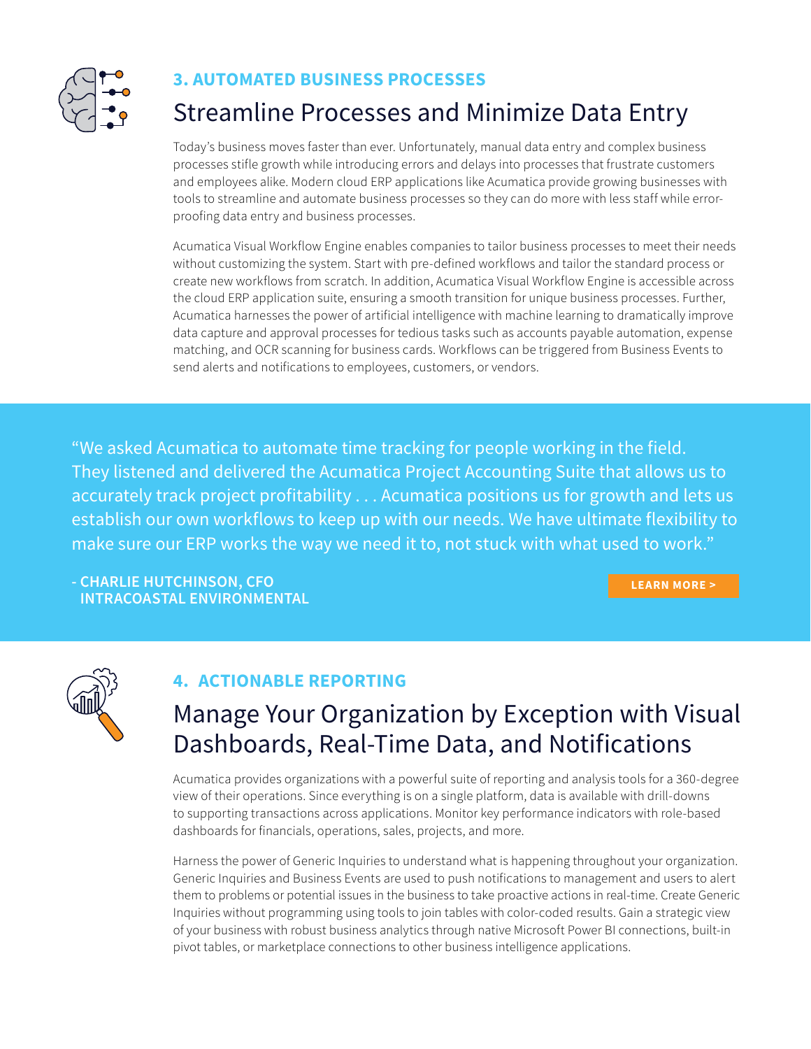### 3. AUTOMATED BUSINESS PROCESSES

## Streamline Processes and Minimize Data Entry

Today's business moves faster than ever. Unfortunately, manual data entry and complex business processes stifle growth while introducing errors and delays into processes that frustrate customers and employees alike. Modern cloud ERP applications like Acumatica provide growing businesses with tools to streamline and automate business processes so they can do more with less staff while error-proofing data entry and business processes.

Acumatica Visual Workflow Engine enables companies to tailor business processes to meet their needs without customizing the system. Start with pre-defined workflows and tailor the standard process or create new workflows from scratch. In addition, Acumatica Visual Workflow Engine is accessible across the cloud ERP application suite, ensuring a smooth transition for unique business processes. Further, Acumatica harnesses the power of artificial intelligence with machine learning to dramatically improve data capture and approval processes for tedious tasks such as accounts payable automation, expense matching, and OCR scanning for business cards. Workflows can be triggered from Business Events to send alerts and notifications to employees, customers, or vendors.

> "We asked Acumatica to automate time tracking for people working in the field. They listened and delivered the Acumatica Project Accounting Suite that allows us to accurately track project profitability . . . Acumatica positions us for growth and lets us establish our own workflows to keep up with our needs. We have ultimate flexibility to make sure our ERP works the way we need it to, not stuck with what used to work."
>
> **- CHARLIE HUTCHINSON, CFO**
> **INTRACOASTAL ENVIRONMENTAL**

**LEARN MORE >**

### 4. ACTIONABLE REPORTING

## Manage Your Organization by Exception with Visual Dashboards, Real-Time Data, and Notifications

Acumatica provides organizations with a powerful suite of reporting and analysis tools for a 360-degree view of their operations. Since everything is on a single platform, data is available with drill-downs to supporting transactions across applications. Monitor key performance indicators with role-based dashboards for financials, operations, sales, projects, and more.

Harness the power of Generic Inquiries to understand what is happening throughout your organization. Generic Inquiries and Business Events are used to push notifications to management and users to alert them to problems or potential issues in the business to take proactive actions in real-time. Create Generic Inquiries without programming using tools to join tables with color-coded results. Gain a strategic view of your business with robust business analytics through native Microsoft Power BI connections, built-in pivot tables, or marketplace connections to other business intelligence applications.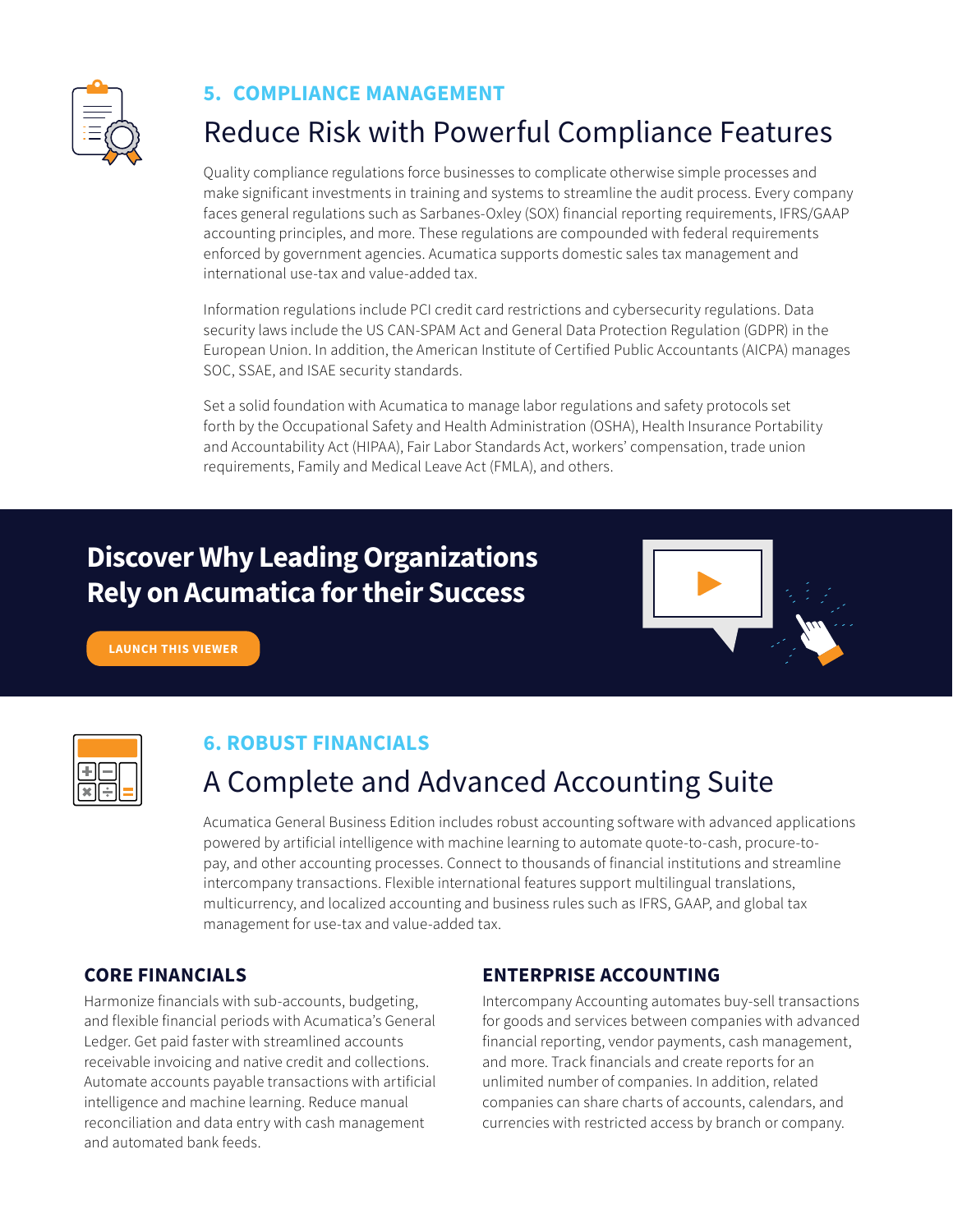## 5. COMPLIANCE MANAGEMENT

## Reduce Risk with Powerful Compliance Features

Quality compliance regulations force businesses to complicate otherwise simple processes and make significant investments in training and systems to streamline the audit process. Every company faces general regulations such as Sarbanes-Oxley (SOX) financial reporting requirements, IFRS/GAAP accounting principles, and more. These regulations are compounded with federal requirements enforced by government agencies. Acumatica supports domestic sales tax management and international use-tax and value-added tax.

Information regulations include PCI credit card restrictions and cybersecurity regulations. Data security laws include the US CAN-SPAM Act and General Data Protection Regulation (GDPR) in the European Union. In addition, the American Institute of Certified Public Accountants (AICPA) manages SOC, SSAE, and ISAE security standards.

Set a solid foundation with Acumatica to manage labor regulations and safety protocols set forth by the Occupational Safety and Health Administration (OSHA), Health Insurance Portability and Accountability Act (HIPAA), Fair Labor Standards Act, workers' compensation, trade union requirements, Family and Medical Leave Act (FMLA), and others.

**Discover Why Leading Organizations Rely on Acumatica for their Success**

LAUNCH THIS VIEWER

## 6. ROBUST FINANCIALS

## A Complete and Advanced Accounting Suite

Acumatica General Business Edition includes robust accounting software with advanced applications powered by artificial intelligence with machine learning to automate quote-to-cash, procure-to-pay, and other accounting processes. Connect to thousands of financial institutions and streamline intercompany transactions. Flexible international features support multilingual translations, multicurrency, and localized accounting and business rules such as IFRS, GAAP, and global tax management for use-tax and value-added tax.

### CORE FINANCIALS

Harmonize financials with sub-accounts, budgeting, and flexible financial periods with Acumatica's General Ledger. Get paid faster with streamlined accounts receivable invoicing and native credit and collections. Automate accounts payable transactions with artificial intelligence and machine learning. Reduce manual reconciliation and data entry with cash management and automated bank feeds.

### ENTERPRISE ACCOUNTING

Intercompany Accounting automates buy-sell transactions for goods and services between companies with advanced financial reporting, vendor payments, cash management, and more. Track financials and create reports for an unlimited number of companies. In addition, related companies can share charts of accounts, calendars, and currencies with restricted access by branch or company.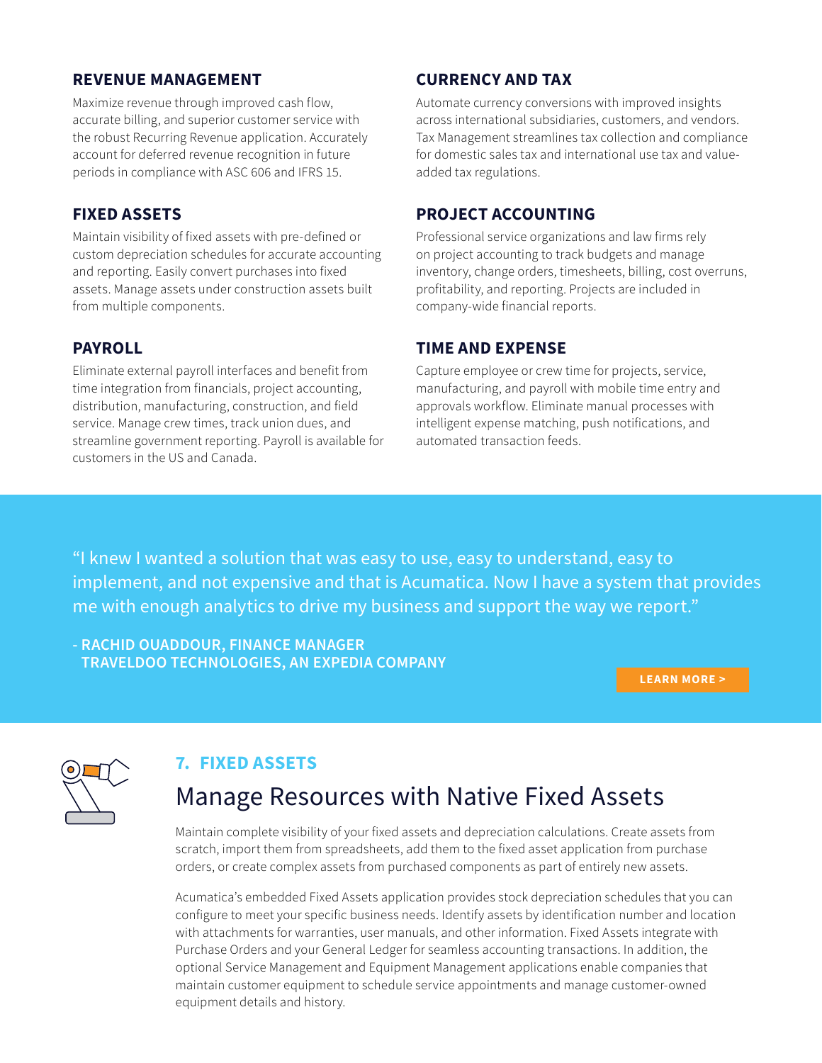### REVENUE MANAGEMENT

Maximize revenue through improved cash flow, accurate billing, and superior customer service with the robust Recurring Revenue application. Accurately account for deferred revenue recognition in future periods in compliance with ASC 606 and IFRS 15.

### FIXED ASSETS

Maintain visibility of fixed assets with pre-defined or custom depreciation schedules for accurate accounting and reporting. Easily convert purchases into fixed assets. Manage assets under construction assets built from multiple components.

### PAYROLL

Eliminate external payroll interfaces and benefit from time integration from financials, project accounting, distribution, manufacturing, construction, and field service. Manage crew times, track union dues, and streamline government reporting. Payroll is available for customers in the US and Canada.

### CURRENCY AND TAX

Automate currency conversions with improved insights across international subsidiaries, customers, and vendors. Tax Management streamlines tax collection and compliance for domestic sales tax and international use tax and value-added tax regulations.

### PROJECT ACCOUNTING

Professional service organizations and law firms rely on project accounting to track budgets and manage inventory, change orders, timesheets, billing, cost overruns, profitability, and reporting. Projects are included in company-wide financial reports.

### TIME AND EXPENSE

Capture employee or crew time for projects, service, manufacturing, and payroll with mobile time entry and approvals workflow. Eliminate manual processes with intelligent expense matching, push notifications, and automated transaction feeds.

> "I knew I wanted a solution that was easy to use, easy to understand, easy to implement, and not expensive and that is Acumatica. Now I have a system that provides me with enough analytics to drive my business and support the way we report."
>
> **- RACHID OUADDOUR, FINANCE MANAGER**
> **TRAVELDOO TECHNOLOGIES, AN EXPEDIA COMPANY**

**LEARN MORE >**

## 7. FIXED ASSETS

## Manage Resources with Native Fixed Assets

Maintain complete visibility of your fixed assets and depreciation calculations. Create assets from scratch, import them from spreadsheets, add them to the fixed asset application from purchase orders, or create complex assets from purchased components as part of entirely new assets.

Acumatica's embedded Fixed Assets application provides stock depreciation schedules that you can configure to meet your specific business needs. Identify assets by identification number and location with attachments for warranties, user manuals, and other information. Fixed Assets integrate with Purchase Orders and your General Ledger for seamless accounting transactions. In addition, the optional Service Management and Equipment Management applications enable companies that maintain customer equipment to schedule service appointments and manage customer-owned equipment details and history.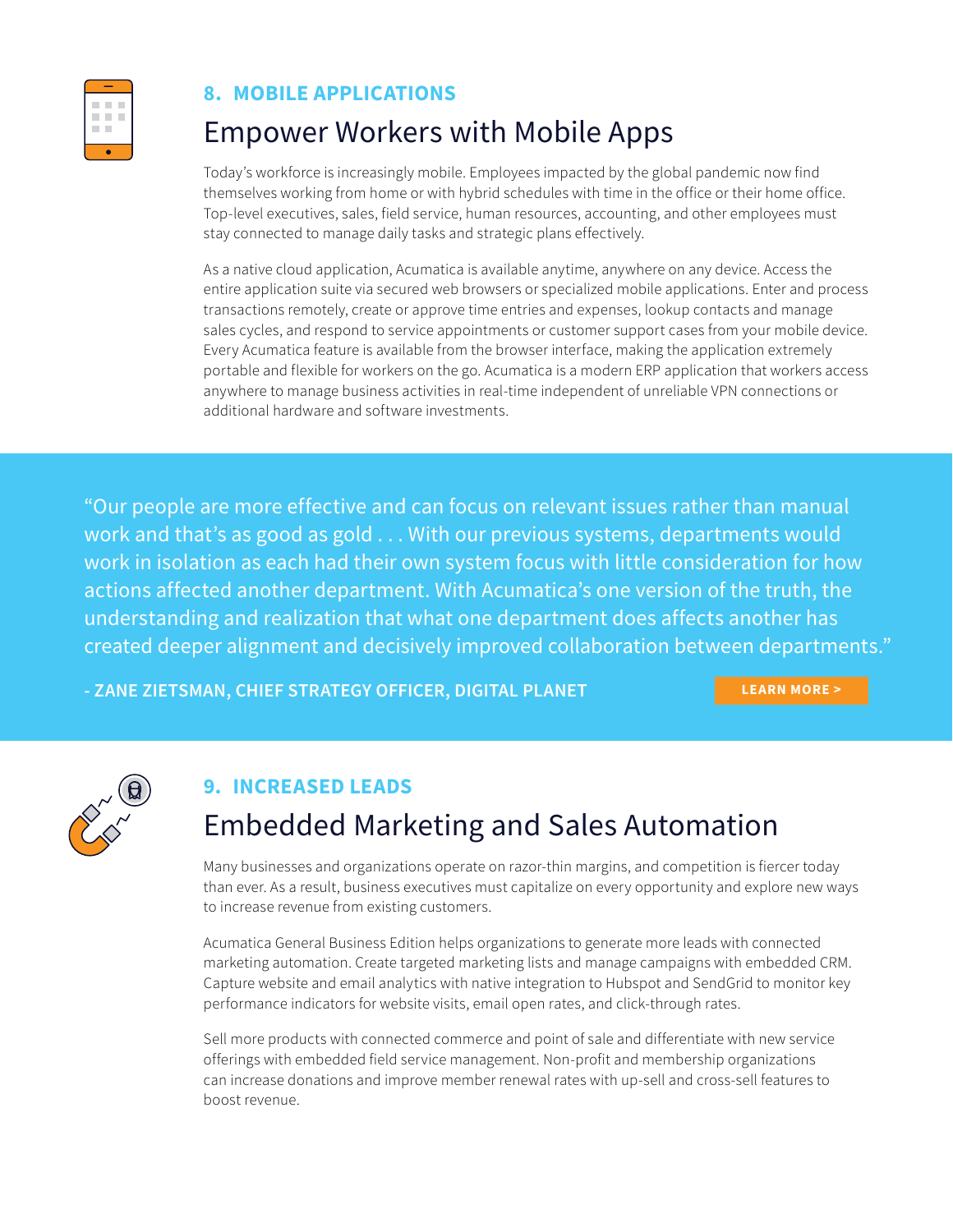## 8. MOBILE APPLICATIONS

# Empower Workers with Mobile Apps

Today's workforce is increasingly mobile. Employees impacted by the global pandemic now find themselves working from home or with hybrid schedules with time in the office or their home office. Top-level executives, sales, field service, human resources, accounting, and other employees must stay connected to manage daily tasks and strategic plans effectively.

As a native cloud application, Acumatica is available anytime, anywhere on any device. Access the entire application suite via secured web browsers or specialized mobile applications. Enter and process transactions remotely, create or approve time entries and expenses, lookup contacts and manage sales cycles, and respond to service appointments or customer support cases from your mobile device. Every Acumatica feature is available from the browser interface, making the application extremely portable and flexible for workers on the go. Acumatica is a modern ERP application that workers access anywhere to manage business activities in real-time independent of unreliable VPN connections or additional hardware and software investments.

> "Our people are more effective and can focus on relevant issues rather than manual work and that's as good as gold . . . With our previous systems, departments would work in isolation as each had their own system focus with little consideration for how actions affected another department. With Acumatica's one version of the truth, the understanding and realization that what one department does affects another has created deeper alignment and decisively improved collaboration between departments."
>
> **- ZANE ZIETSMAN, CHIEF STRATEGY OFFICER, DIGITAL PLANET**

LEARN MORE >

## 9. INCREASED LEADS

# Embedded Marketing and Sales Automation

Many businesses and organizations operate on razor-thin margins, and competition is fiercer today than ever. As a result, business executives must capitalize on every opportunity and explore new ways to increase revenue from existing customers.

Acumatica General Business Edition helps organizations to generate more leads with connected marketing automation. Create targeted marketing lists and manage campaigns with embedded CRM. Capture website and email analytics with native integration to Hubspot and SendGrid to monitor key performance indicators for website visits, email open rates, and click-through rates.

Sell more products with connected commerce and point of sale and differentiate with new service offerings with embedded field service management. Non-profit and membership organizations can increase donations and improve member renewal rates with up-sell and cross-sell features to boost revenue.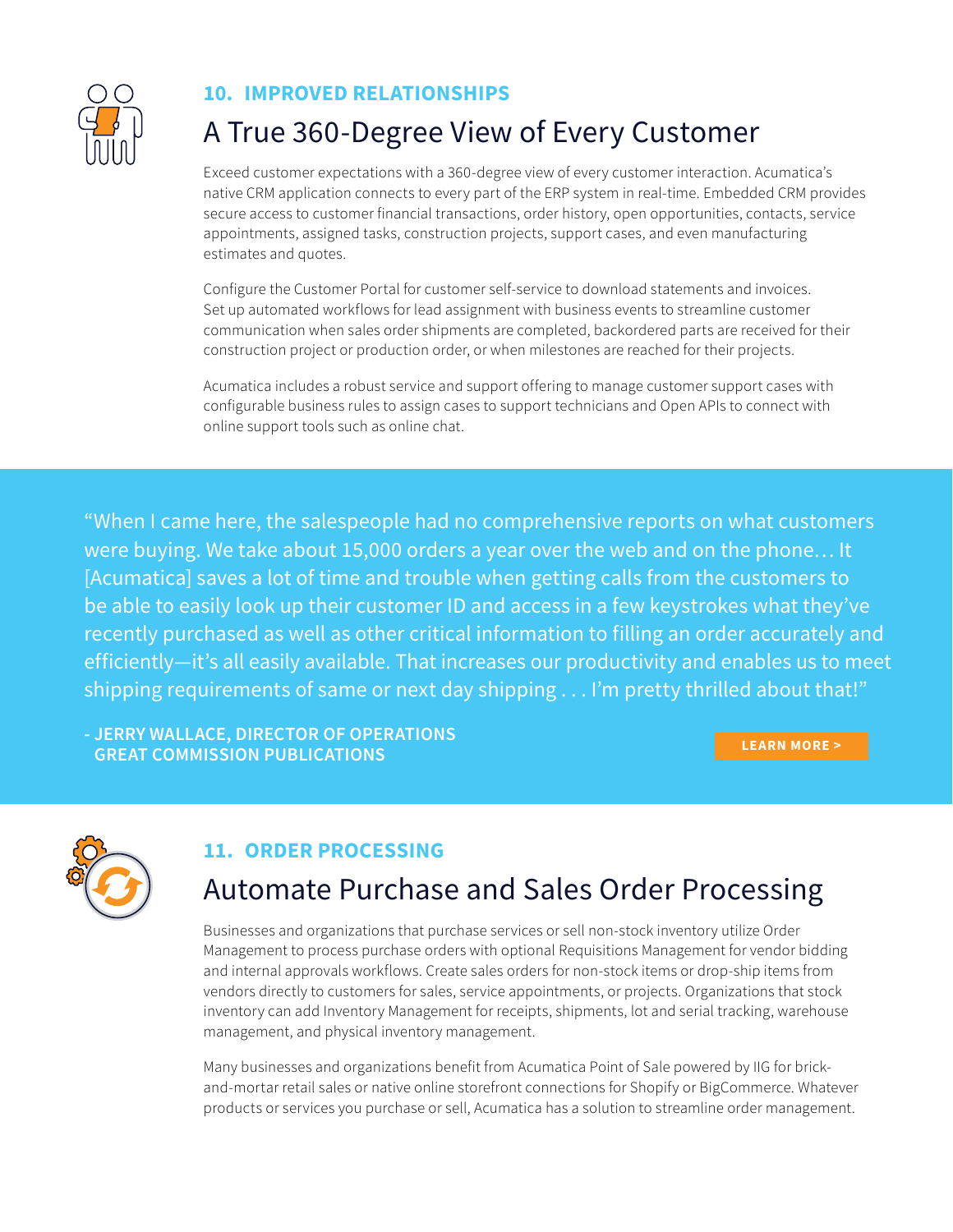### 10. IMPROVED RELATIONSHIPS

## A True 360-Degree View of Every Customer

Exceed customer expectations with a 360-degree view of every customer interaction. Acumatica's native CRM application connects to every part of the ERP system in real-time. Embedded CRM provides secure access to customer financial transactions, order history, open opportunities, contacts, service appointments, assigned tasks, construction projects, support cases, and even manufacturing estimates and quotes.

Configure the Customer Portal for customer self-service to download statements and invoices. Set up automated workflows for lead assignment with business events to streamline customer communication when sales order shipments are completed, backordered parts are received for their construction project or production order, or when milestones are reached for their projects.

Acumatica includes a robust service and support offering to manage customer support cases with configurable business rules to assign cases to support technicians and Open APIs to connect with online support tools such as online chat.

> "When I came here, the salespeople had no comprehensive reports on what customers were buying. We take about 15,000 orders a year over the web and on the phone… It [Acumatica] saves a lot of time and trouble when getting calls from the customers to be able to easily look up their customer ID and access in a few keystrokes what they've recently purchased as well as other critical information to filling an order accurately and efficiently—it's all easily available. That increases our productivity and enables us to meet shipping requirements of same or next day shipping . . . I'm pretty thrilled about that!"
>
> **- JERRY WALLACE, DIRECTOR OF OPERATIONS
> GREAT COMMISSION PUBLICATIONS**

**LEARN MORE >**

### 11. ORDER PROCESSING

## Automate Purchase and Sales Order Processing

Businesses and organizations that purchase services or sell non-stock inventory utilize Order Management to process purchase orders with optional Requisitions Management for vendor bidding and internal approvals workflows. Create sales orders for non-stock items or drop-ship items from vendors directly to customers for sales, service appointments, or projects. Organizations that stock inventory can add Inventory Management for receipts, shipments, lot and serial tracking, warehouse management, and physical inventory management.

Many businesses and organizations benefit from Acumatica Point of Sale powered by IIG for brick-and-mortar retail sales or native online storefront connections for Shopify or BigCommerce. Whatever products or services you purchase or sell, Acumatica has a solution to streamline order management.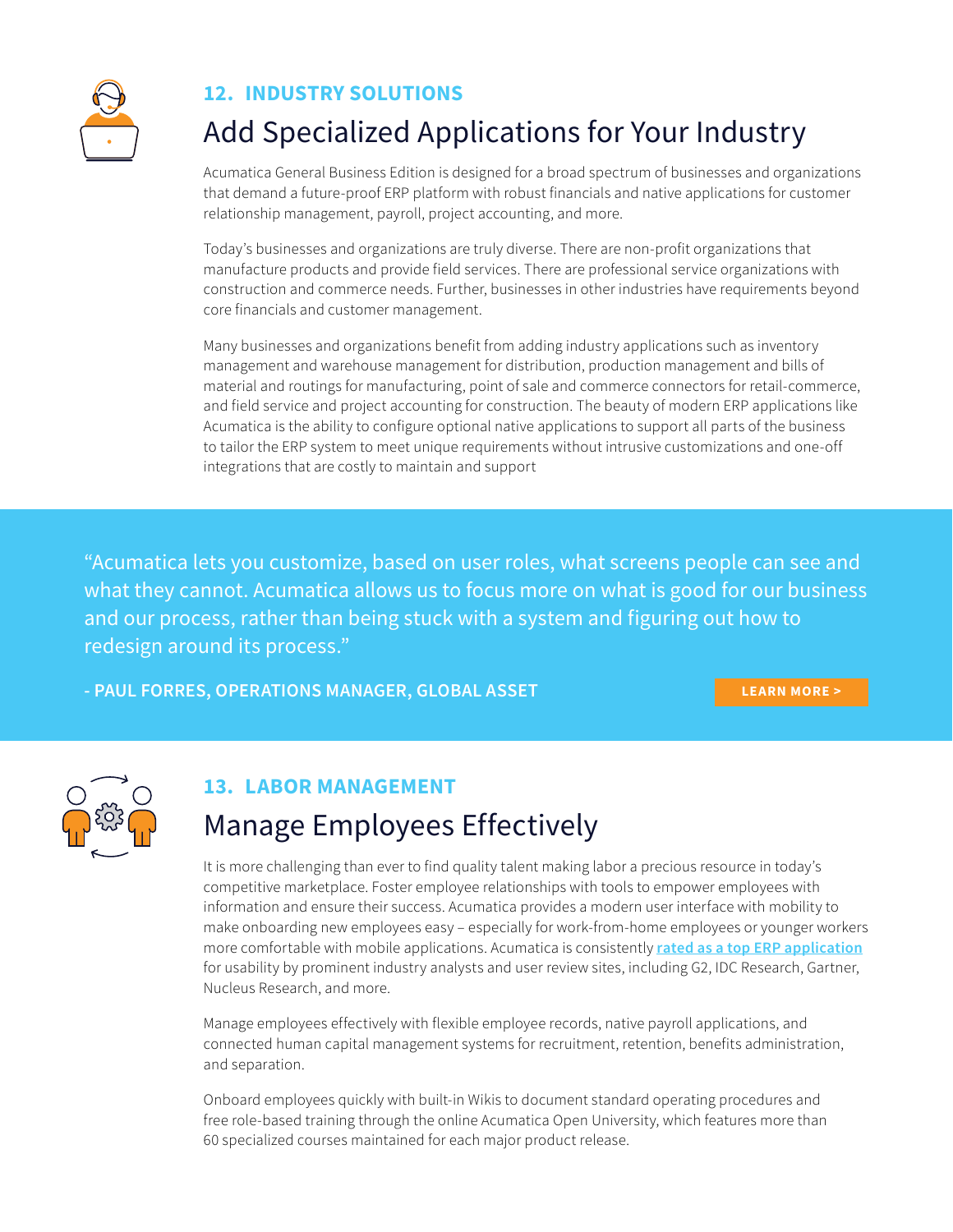## 12. INDUSTRY SOLUTIONS

# Add Specialized Applications for Your Industry

Acumatica General Business Edition is designed for a broad spectrum of businesses and organizations that demand a future-proof ERP platform with robust financials and native applications for customer relationship management, payroll, project accounting, and more.

Today's businesses and organizations are truly diverse. There are non-profit organizations that manufacture products and provide field services. There are professional service organizations with construction and commerce needs. Further, businesses in other industries have requirements beyond core financials and customer management.

Many businesses and organizations benefit from adding industry applications such as inventory management and warehouse management for distribution, production management and bills of material and routings for manufacturing, point of sale and commerce connectors for retail-commerce, and field service and project accounting for construction. The beauty of modern ERP applications like Acumatica is the ability to configure optional native applications to support all parts of the business to tailor the ERP system to meet unique requirements without intrusive customizations and one-off integrations that are costly to maintain and support

> "Acumatica lets you customize, based on user roles, what screens people can see and what they cannot. Acumatica allows us to focus more on what is good for our business and our process, rather than being stuck with a system and figuring out how to redesign around its process."
>
> **- PAUL FORRES, OPERATIONS MANAGER, GLOBAL ASSET**

**LEARN MORE >**

## 13. LABOR MANAGEMENT

# Manage Employees Effectively

It is more challenging than ever to find quality talent making labor a precious resource in today's competitive marketplace. Foster employee relationships with tools to empower employees with information and ensure their success. Acumatica provides a modern user interface with mobility to make onboarding new employees easy – especially for work-from-home employees or younger workers more comfortable with mobile applications. Acumatica is consistently **rated as a top ERP application** for usability by prominent industry analysts and user review sites, including G2, IDC Research, Gartner, Nucleus Research, and more.

Manage employees effectively with flexible employee records, native payroll applications, and connected human capital management systems for recruitment, retention, benefits administration, and separation.

Onboard employees quickly with built-in Wikis to document standard operating procedures and free role-based training through the online Acumatica Open University, which features more than 60 specialized courses maintained for each major product release.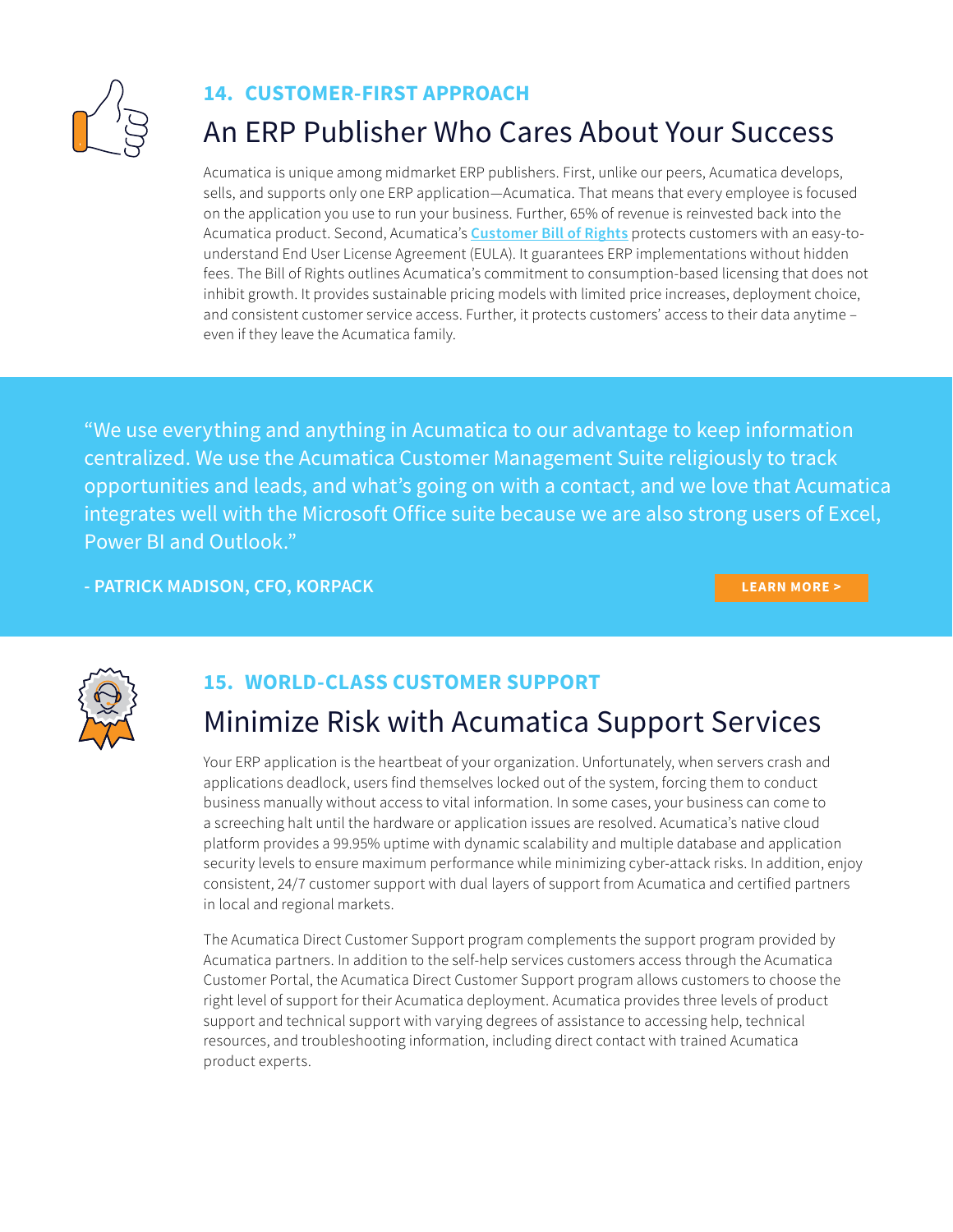## 14. CUSTOMER-FIRST APPROACH

# An ERP Publisher Who Cares About Your Success

Acumatica is unique among midmarket ERP publishers. First, unlike our peers, Acumatica develops, sells, and supports only one ERP application—Acumatica. That means that every employee is focused on the application you use to run your business. Further, 65% of revenue is reinvested back into the Acumatica product. Second, Acumatica's **Customer Bill of Rights** protects customers with an easy-to-understand End User License Agreement (EULA). It guarantees ERP implementations without hidden fees. The Bill of Rights outlines Acumatica's commitment to consumption-based licensing that does not inhibit growth. It provides sustainable pricing models with limited price increases, deployment choice, and consistent customer service access. Further, it protects customers' access to their data anytime – even if they leave the Acumatica family.

"We use everything and anything in Acumatica to our advantage to keep information centralized. We use the Acumatica Customer Management Suite religiously to track opportunities and leads, and what's going on with a contact, and we love that Acumatica integrates well with the Microsoft Office suite because we are also strong users of Excel, Power BI and Outlook."

**- PATRICK MADISON, CFO, KORPACK**

**LEARN MORE >**

## 15. WORLD-CLASS CUSTOMER SUPPORT

# Minimize Risk with Acumatica Support Services

Your ERP application is the heartbeat of your organization. Unfortunately, when servers crash and applications deadlock, users find themselves locked out of the system, forcing them to conduct business manually without access to vital information. In some cases, your business can come to a screeching halt until the hardware or application issues are resolved. Acumatica's native cloud platform provides a 99.95% uptime with dynamic scalability and multiple database and application security levels to ensure maximum performance while minimizing cyber-attack risks. In addition, enjoy consistent, 24/7 customer support with dual layers of support from Acumatica and certified partners in local and regional markets.

The Acumatica Direct Customer Support program complements the support program provided by Acumatica partners. In addition to the self-help services customers access through the Acumatica Customer Portal, the Acumatica Direct Customer Support program allows customers to choose the right level of support for their Acumatica deployment. Acumatica provides three levels of product support and technical support with varying degrees of assistance to accessing help, technical resources, and troubleshooting information, including direct contact with trained Acumatica product experts.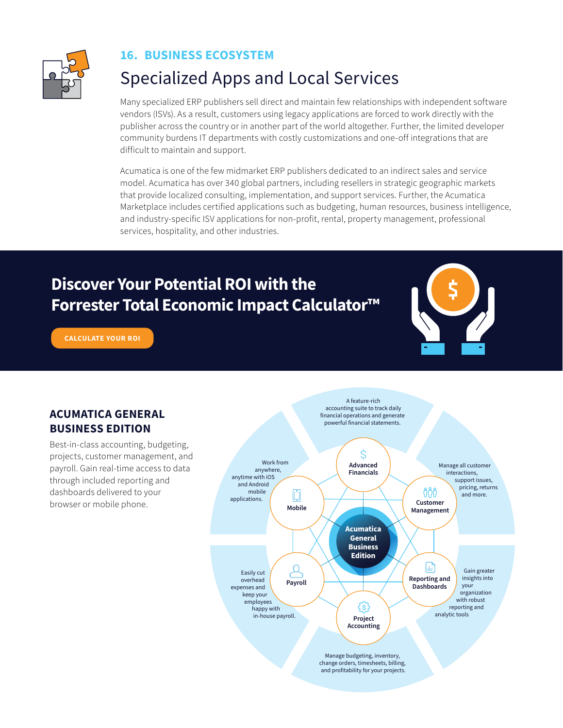## 16. BUSINESS ECOSYSTEM

# Specialized Apps and Local Services

Many specialized ERP publishers sell direct and maintain few relationships with independent software vendors (ISVs). As a result, customers using legacy applications are forced to work directly with the publisher across the country or in another part of the world altogether. Further, the limited developer community burdens IT departments with costly customizations and one-off integrations that are difficult to maintain and support.

Acumatica is one of the few midmarket ERP publishers dedicated to an indirect sales and service model. Acumatica has over 340 global partners, including resellers in strategic geographic markets that provide localized consulting, implementation, and support services. Further, the Acumatica Marketplace includes certified applications such as budgeting, human resources, business intelligence, and industry-specific ISV applications for non-profit, rental, property management, professional services, hospitality, and other industries.

## Discover Your Potential ROI with the Forrester Total Economic Impact Calculator™

CALCULATE YOUR ROI

### ACUMATICA GENERAL BUSINESS EDITION

Best-in-class accounting, budgeting, projects, customer management, and payroll. Gain real-time access to data through included reporting and dashboards delivered to your browser or mobile phone.

**Acumatica General Business Edition**

- **Advanced Financials** – A feature-rich accounting suite to track daily financial operations and generate powerful financial statements.
- **Customer Management** – Manage all customer interactions, support issues, pricing, returns and more.
- **Reporting and Dashboards** – Gain greater insights into your organization with robust reporting and analytic tools
- **Project Accounting** – Manage budgeting, inventory, change orders, timesheets, billing, and profitability for your projects.
- **Payroll** – Easily cut overhead expenses and keep your employees happy with in-house payroll.
- **Mobile** – Work from anywhere, anytime with iOS and Android mobile applications.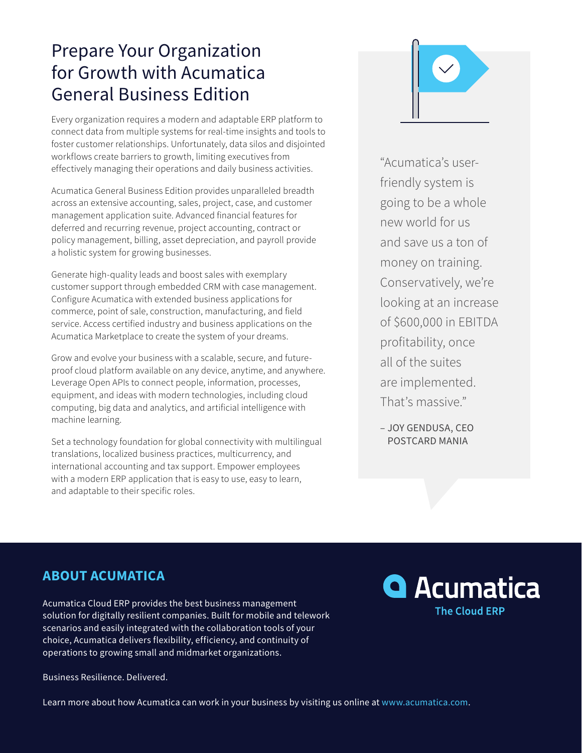# Prepare Your Organization for Growth with Acumatica General Business Edition

Every organization requires a modern and adaptable ERP platform to connect data from multiple systems for real-time insights and tools to foster customer relationships. Unfortunately, data silos and disjointed workflows create barriers to growth, limiting executives from effectively managing their operations and daily business activities.

Acumatica General Business Edition provides unparalleled breadth across an extensive accounting, sales, project, case, and customer management application suite. Advanced financial features for deferred and recurring revenue, project accounting, contract or policy management, billing, asset depreciation, and payroll provide a holistic system for growing businesses.

Generate high-quality leads and boost sales with exemplary customer support through embedded CRM with case management. Configure Acumatica with extended business applications for commerce, point of sale, construction, manufacturing, and field service. Access certified industry and business applications on the Acumatica Marketplace to create the system of your dreams.

Grow and evolve your business with a scalable, secure, and future-proof cloud platform available on any device, anytime, and anywhere. Leverage Open APIs to connect people, information, processes, equipment, and ideas with modern technologies, including cloud computing, big data and analytics, and artificial intelligence with machine learning.

Set a technology foundation for global connectivity with multilingual translations, localized business practices, multicurrency, and international accounting and tax support. Empower employees with a modern ERP application that is easy to use, easy to learn, and adaptable to their specific roles.

> "Acumatica's user-friendly system is going to be a whole new world for us and save us a ton of money on training. Conservatively, we're looking at an increase of $600,000 in EBITDA profitability, once all of the suites are implemented. That's massive."
>
> – JOY GENDUSA, CEO POSTCARD MANIA

## ABOUT ACUMATICA

Acumatica Cloud ERP provides the best business management solution for digitally resilient companies. Built for mobile and telework scenarios and easily integrated with the collaboration tools of your choice, Acumatica delivers flexibility, efficiency, and continuity of operations to growing small and midmarket organizations.

Business Resilience. Delivered.

Learn more about how Acumatica can work in your business by visiting us online at www.acumatica.com.

Acumatica
The Cloud ERP